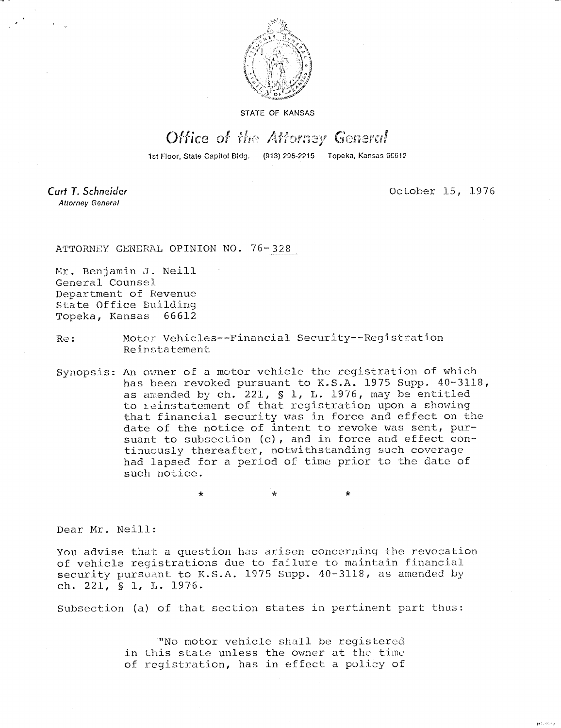STATE OF KANSAS

*Office of the Attorney General*

1st Floor, State Capitol Bldg. (913) 296-2215 Topeka, Kansas 66612

*Curt T. Schneider*
*Attorney General*

October 15, 1976

ATTORNEY GENERAL OPINION NO. 76-328

Mr. Benjamin J. Neill
General Counsel
Department of Revenue
State Office Building
Topeka, Kansas 66612

Re: Motor Vehicles--Financial Security--Registration Reinstatement

Synopsis: An owner of a motor vehicle the registration of which has been revoked pursuant to K.S.A. 1975 Supp. 40-3118, as amended by ch. 221, § 1, L. 1976, may be entitled to reinstatement of that registration upon a showing that financial security was in force and effect on the date of the notice of intent to revoke was sent, pursuant to subsection (c), and in force and effect continuously thereafter, notwithstanding such coverage had lapsed for a period of time prior to the date of such notice.

\* \* \*

Dear Mr. Neill:

You advise that a question has arisen concerning the revocation of vehicle registrations due to failure to maintain financial security pursuant to K.S.A. 1975 Supp. 40-3118, as amended by ch. 221, § 1, L. 1976.

Subsection (a) of that section states in pertinent part thus:

> "No motor vehicle shall be registered in this state unless the owner at the time of registration, has in effect a policy of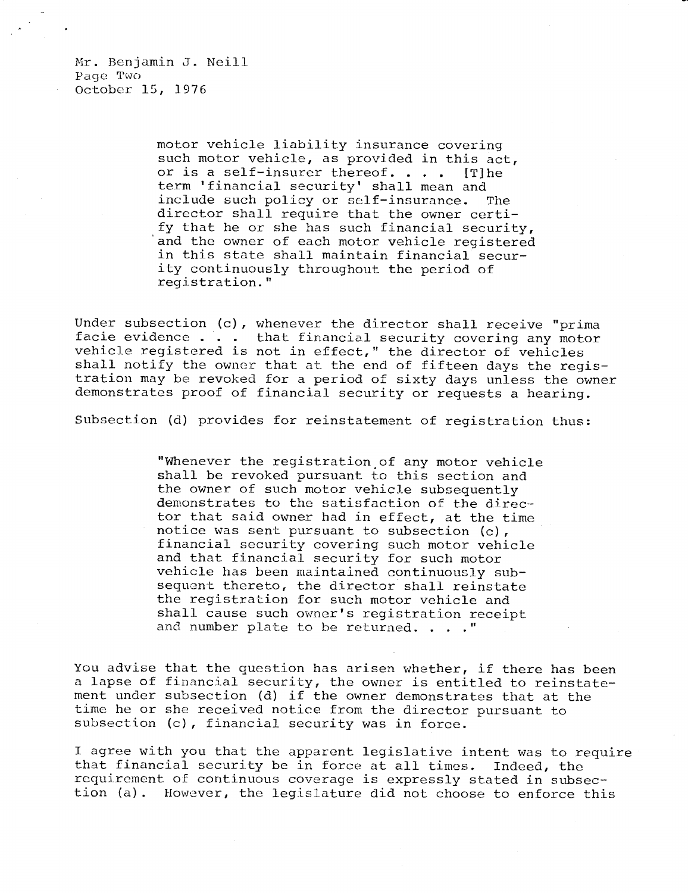Mr. Benjamin J. Neill
Page Two
October 15, 1976

> motor vehicle liability insurance covering such motor vehicle, as provided in this act, or is a self-insurer thereof. . . . [T]he term 'financial security' shall mean and include such policy or self-insurance. The director shall require that the owner certify that he or she has such financial security, and the owner of each motor vehicle registered in this state shall maintain financial security continuously throughout the period of registration."

Under subsection (c), whenever the director shall receive "prima facie evidence . . . that financial security covering any motor vehicle registered is not in effect," the director of vehicles shall notify the owner that at the end of fifteen days the registration may be revoked for a period of sixty days unless the owner demonstrates proof of financial security or requests a hearing.

Subsection (d) provides for reinstatement of registration thus:

> "Whenever the registration of any motor vehicle shall be revoked pursuant to this section and the owner of such motor vehicle subsequently demonstrates to the satisfaction of the director that said owner had in effect, at the time notice was sent pursuant to subsection (c), financial security covering such motor vehicle and that financial security for such motor vehicle has been maintained continuously subsequent thereto, the director shall reinstate the registration for such motor vehicle and shall cause such owner's registration receipt and number plate to be returned. . . ."

You advise that the question has arisen whether, if there has been a lapse of financial security, the owner is entitled to reinstatement under subsection (d) if the owner demonstrates that at the time he or she received notice from the director pursuant to subsection (c), financial security was in force.

I agree with you that the apparent legislative intent was to require that financial security be in force at all times. Indeed, the requirement of continuous coverage is expressly stated in subsection (a). However, the legislature did not choose to enforce this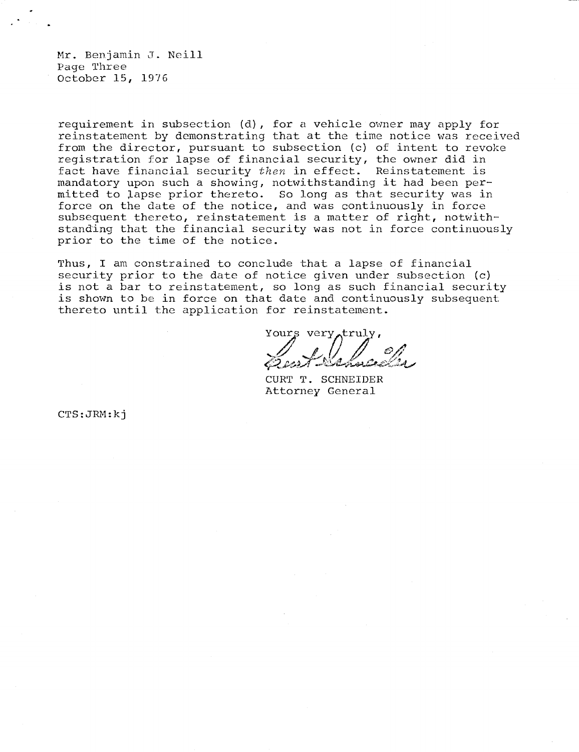requirement in subsection (d), for a vehicle owner may apply for reinstatement by demonstrating that at the time notice was received from the director, pursuant to subsection (c) of intent to revoke registration for lapse of financial security, the owner did in fact have financial security *then* in effect. Reinstatement is mandatory upon such a showing, notwithstanding it had been permitted to lapse prior thereto. So long as that security was in force on the date of the notice, and was continuously in force subsequent thereto, reinstatement is a matter of right, notwithstanding that the financial security was not in force continuously prior to the time of the notice.

Thus, I am constrained to conclude that a lapse of financial security prior to the date of notice given under subsection (c) is not a bar to reinstatement, so long as such financial security is shown to be in force on that date and continuously subsequent thereto until the application for reinstatement.

Yours very truly,

CURT T. SCHNEIDER
Attorney General

CTS:JRM:kj